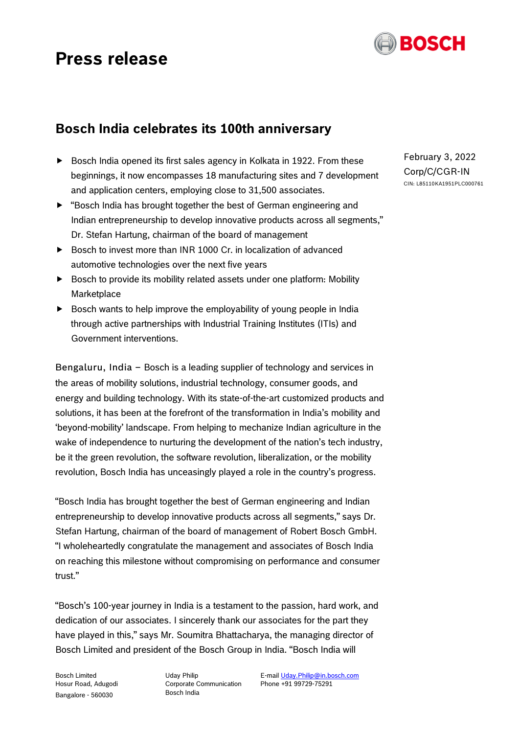# Press release

## Bosch India celebrates its 100th anniversary

February 3, 2022
Corp/C/CGR-IN
CIN: L85110KA1951PLC000761

- Bosch India opened its first sales agency in Kolkata in 1922. From these beginnings, it now encompasses 18 manufacturing sites and 7 development and application centers, employing close to 31,500 associates.
- "Bosch India has brought together the best of German engineering and Indian entrepreneurship to develop innovative products across all segments," Dr. Stefan Hartung, chairman of the board of management
- Bosch to invest more than INR 1000 Cr. in localization of advanced automotive technologies over the next five years
- Bosch to provide its mobility related assets under one platform: Mobility Marketplace
- Bosch wants to help improve the employability of young people in India through active partnerships with Industrial Training Institutes (ITIs) and Government interventions.

Bengaluru, India – Bosch is a leading supplier of technology and services in the areas of mobility solutions, industrial technology, consumer goods, and energy and building technology. With its state-of-the-art customized products and solutions, it has been at the forefront of the transformation in India's mobility and 'beyond-mobility' landscape. From helping to mechanize Indian agriculture in the wake of independence to nurturing the development of the nation's tech industry, be it the green revolution, the software revolution, liberalization, or the mobility revolution, Bosch India has unceasingly played a role in the country's progress.

"Bosch India has brought together the best of German engineering and Indian entrepreneurship to develop innovative products across all segments," says Dr. Stefan Hartung, chairman of the board of management of Robert Bosch GmbH. "I wholeheartedly congratulate the management and associates of Bosch India on reaching this milestone without compromising on performance and consumer trust."

"Bosch's 100-year journey in India is a testament to the passion, hard work, and dedication of our associates. I sincerely thank our associates for the part they have played in this," says Mr. Soumitra Bhattacharya, the managing director of Bosch Limited and president of the Bosch Group in India. "Bosch India will

Bosch Limited
Hosur Road, Adugodi
Bangalore - 560030

Uday Philip
Corporate Communication
Bosch India

E-mail Uday.Philip@in.bosch.com
Phone +91 99729-75291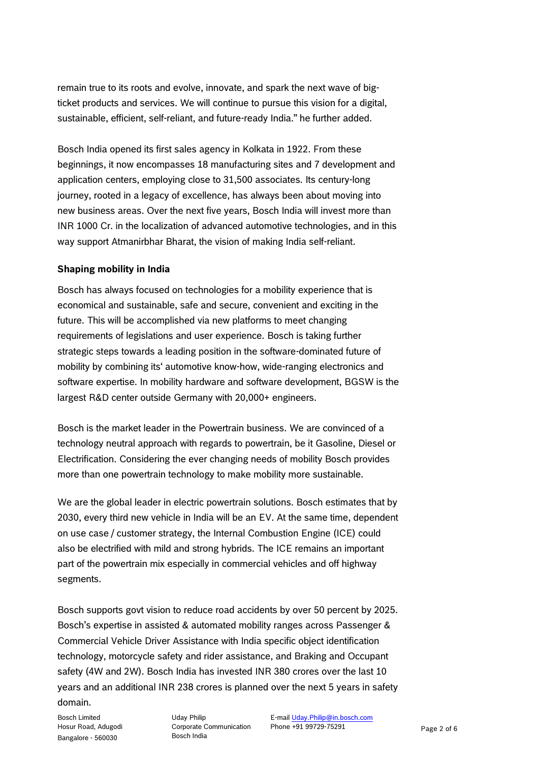remain true to its roots and evolve, innovate, and spark the next wave of big-ticket products and services. We will continue to pursue this vision for a digital, sustainable, efficient, self-reliant, and future-ready India." he further added.

Bosch India opened its first sales agency in Kolkata in 1922. From these beginnings, it now encompasses 18 manufacturing sites and 7 development and application centers, employing close to 31,500 associates. Its century-long journey, rooted in a legacy of excellence, has always been about moving into new business areas. Over the next five years, Bosch India will invest more than INR 1000 Cr. in the localization of advanced automotive technologies, and in this way support Atmanirbhar Bharat, the vision of making India self-reliant.

**Shaping mobility in India**

Bosch has always focused on technologies for a mobility experience that is economical and sustainable, safe and secure, convenient and exciting in the future. This will be accomplished via new platforms to meet changing requirements of legislations and user experience. Bosch is taking further strategic steps towards a leading position in the software-dominated future of mobility by combining its' automotive know-how, wide-ranging electronics and software expertise. In mobility hardware and software development, BGSW is the largest R&D center outside Germany with 20,000+ engineers.

Bosch is the market leader in the Powertrain business. We are convinced of a technology neutral approach with regards to powertrain, be it Gasoline, Diesel or Electrification. Considering the ever changing needs of mobility Bosch provides more than one powertrain technology to make mobility more sustainable.

We are the global leader in electric powertrain solutions. Bosch estimates that by 2030, every third new vehicle in India will be an EV. At the same time, dependent on use case / customer strategy, the Internal Combustion Engine (ICE) could also be electrified with mild and strong hybrids. The ICE remains an important part of the powertrain mix especially in commercial vehicles and off highway segments.

Bosch supports govt vision to reduce road accidents by over 50 percent by 2025. Bosch's expertise in assisted & automated mobility ranges across Passenger & Commercial Vehicle Driver Assistance with India specific object identification technology, motorcycle safety and rider assistance, and Braking and Occupant safety (4W and 2W). Bosch India has invested INR 380 crores over the last 10 years and an additional INR 238 crores is planned over the next 5 years in safety domain.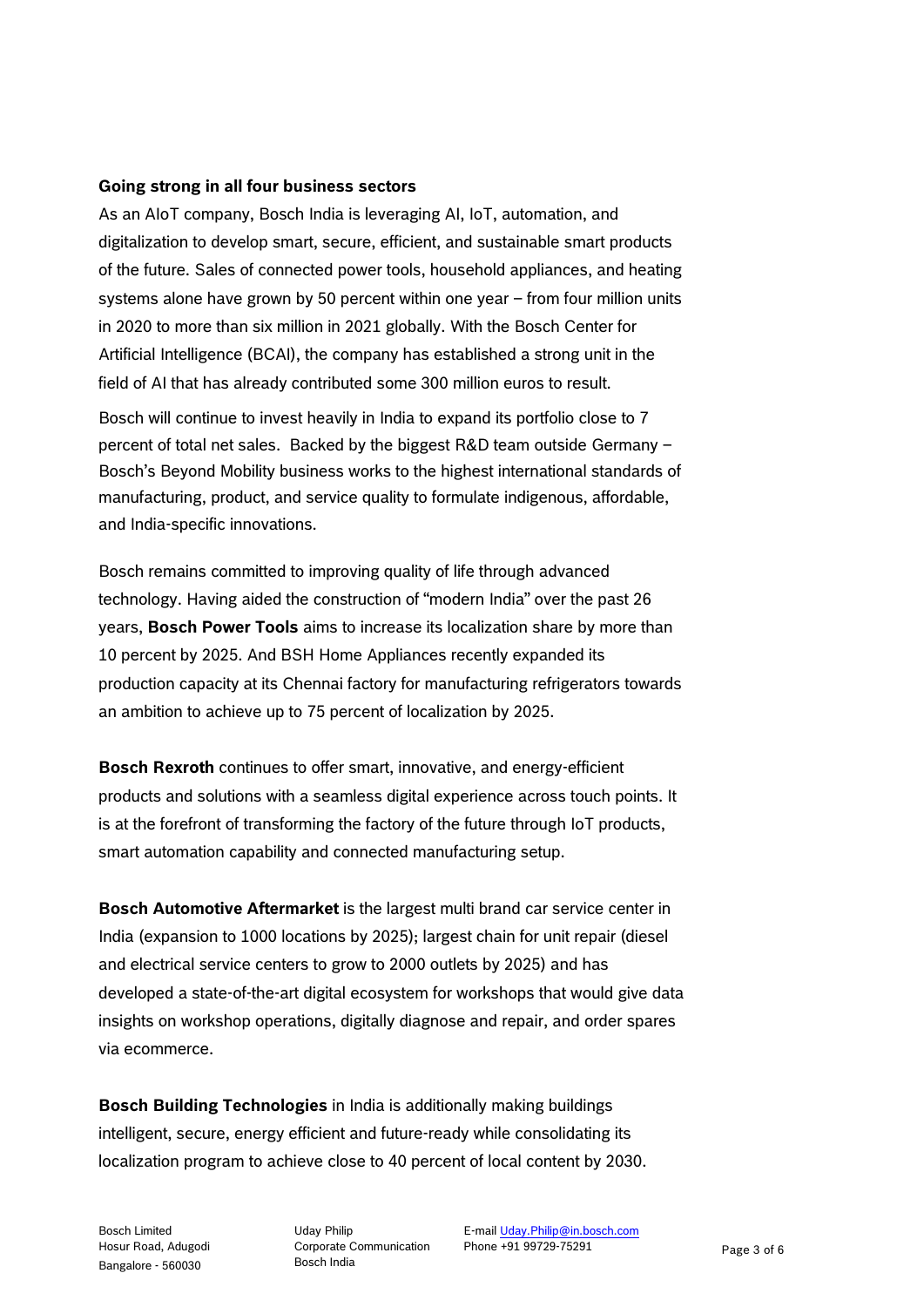**Going strong in all four business sectors**

As an AIoT company, Bosch India is leveraging AI, IoT, automation, and digitalization to develop smart, secure, efficient, and sustainable smart products of the future. Sales of connected power tools, household appliances, and heating systems alone have grown by 50 percent within one year – from four million units in 2020 to more than six million in 2021 globally. With the Bosch Center for Artificial Intelligence (BCAI), the company has established a strong unit in the field of AI that has already contributed some 300 million euros to result.

Bosch will continue to invest heavily in India to expand its portfolio close to 7 percent of total net sales. Backed by the biggest R&D team outside Germany – Bosch's Beyond Mobility business works to the highest international standards of manufacturing, product, and service quality to formulate indigenous, affordable, and India-specific innovations.

Bosch remains committed to improving quality of life through advanced technology. Having aided the construction of "modern India" over the past 26 years, **Bosch Power Tools** aims to increase its localization share by more than 10 percent by 2025. And BSH Home Appliances recently expanded its production capacity at its Chennai factory for manufacturing refrigerators towards an ambition to achieve up to 75 percent of localization by 2025.

**Bosch Rexroth** continues to offer smart, innovative, and energy-efficient products and solutions with a seamless digital experience across touch points. It is at the forefront of transforming the factory of the future through IoT products, smart automation capability and connected manufacturing setup.

**Bosch Automotive Aftermarket** is the largest multi brand car service center in India (expansion to 1000 locations by 2025); largest chain for unit repair (diesel and electrical service centers to grow to 2000 outlets by 2025) and has developed a state-of-the-art digital ecosystem for workshops that would give data insights on workshop operations, digitally diagnose and repair, and order spares via ecommerce.

**Bosch Building Technologies** in India is additionally making buildings intelligent, secure, energy efficient and future-ready while consolidating its localization program to achieve close to 40 percent of local content by 2030.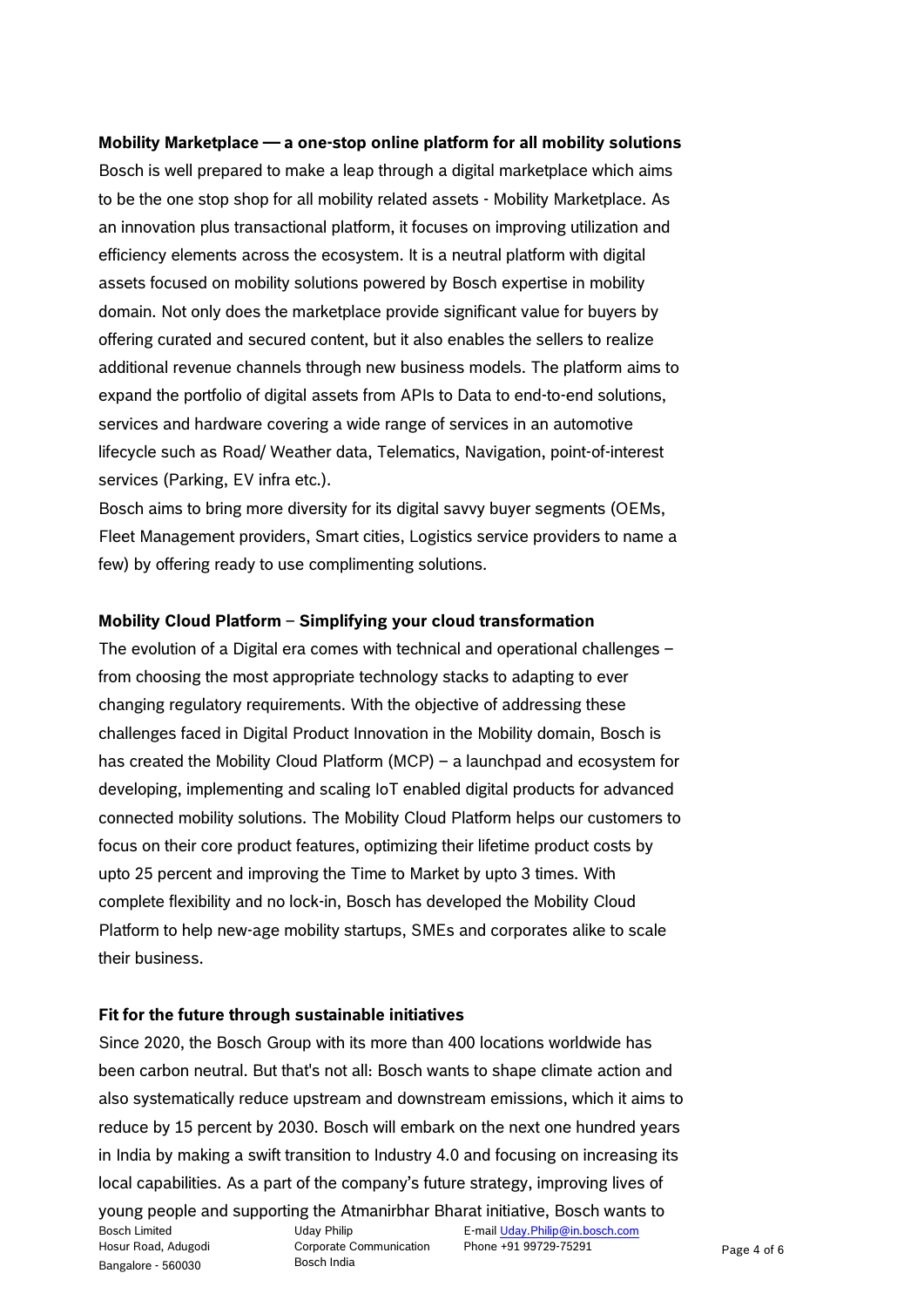**Mobility Marketplace — a one-stop online platform for all mobility solutions**

Bosch is well prepared to make a leap through a digital marketplace which aims to be the one stop shop for all mobility related assets - Mobility Marketplace. As an innovation plus transactional platform, it focuses on improving utilization and efficiency elements across the ecosystem. It is a neutral platform with digital assets focused on mobility solutions powered by Bosch expertise in mobility domain. Not only does the marketplace provide significant value for buyers by offering curated and secured content, but it also enables the sellers to realize additional revenue channels through new business models. The platform aims to expand the portfolio of digital assets from APIs to Data to end-to-end solutions, services and hardware covering a wide range of services in an automotive lifecycle such as Road/ Weather data, Telematics, Navigation, point-of-interest services (Parking, EV infra etc.).

Bosch aims to bring more diversity for its digital savvy buyer segments (OEMs, Fleet Management providers, Smart cities, Logistics service providers to name a few) by offering ready to use complimenting solutions.

**Mobility Cloud Platform – Simplifying your cloud transformation**

The evolution of a Digital era comes with technical and operational challenges – from choosing the most appropriate technology stacks to adapting to ever changing regulatory requirements. With the objective of addressing these challenges faced in Digital Product Innovation in the Mobility domain, Bosch is has created the Mobility Cloud Platform (MCP) – a launchpad and ecosystem for developing, implementing and scaling IoT enabled digital products for advanced connected mobility solutions. The Mobility Cloud Platform helps our customers to focus on their core product features, optimizing their lifetime product costs by upto 25 percent and improving the Time to Market by upto 3 times. With complete flexibility and no lock-in, Bosch has developed the Mobility Cloud Platform to help new-age mobility startups, SMEs and corporates alike to scale their business.

**Fit for the future through sustainable initiatives**

Since 2020, the Bosch Group with its more than 400 locations worldwide has been carbon neutral. But that's not all: Bosch wants to shape climate action and also systematically reduce upstream and downstream emissions, which it aims to reduce by 15 percent by 2030. Bosch will embark on the next one hundred years in India by making a swift transition to Industry 4.0 and focusing on increasing its local capabilities. As a part of the company's future strategy, improving lives of young people and supporting the Atmanirbhar Bharat initiative, Bosch wants to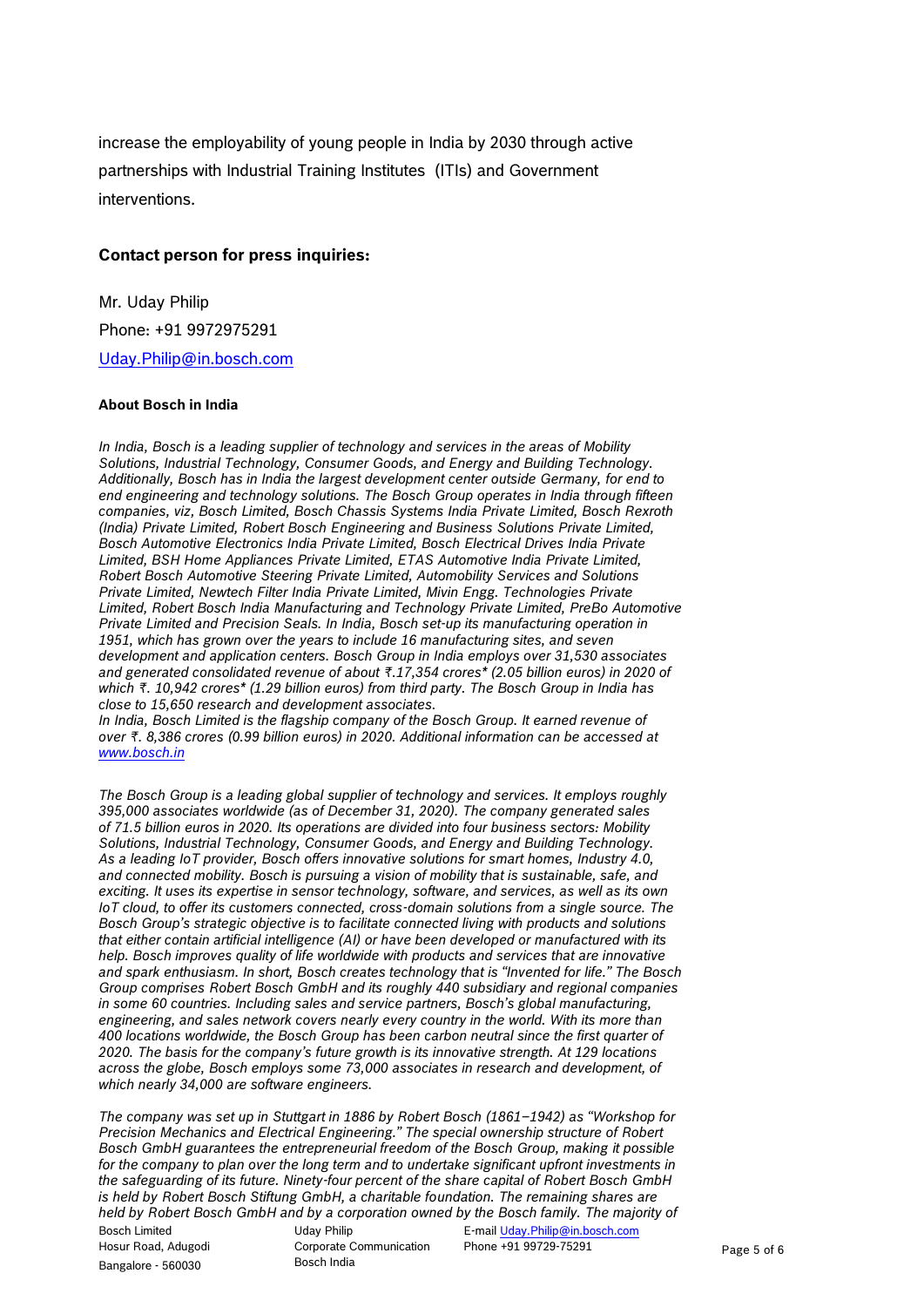increase the employability of young people in India by 2030 through active partnerships with Industrial Training Institutes (ITIs) and Government interventions.

### Contact person for press inquiries:

Mr. Uday Philip

Phone: +91 9972975291

Uday.Philip@in.bosch.com

#### About Bosch in India

*In India, Bosch is a leading supplier of technology and services in the areas of Mobility Solutions, Industrial Technology, Consumer Goods, and Energy and Building Technology. Additionally, Bosch has in India the largest development center outside Germany, for end to end engineering and technology solutions. The Bosch Group operates in India through fifteen companies, viz, Bosch Limited, Bosch Chassis Systems India Private Limited, Bosch Rexroth (India) Private Limited, Robert Bosch Engineering and Business Solutions Private Limited, Bosch Automotive Electronics India Private Limited, Bosch Electrical Drives India Private Limited, BSH Home Appliances Private Limited, ETAS Automotive India Private Limited, Robert Bosch Automotive Steering Private Limited, Automobility Services and Solutions Private Limited, Newtech Filter India Private Limited, Mivin Engg. Technologies Private Limited, Robert Bosch India Manufacturing and Technology Private Limited, PreBo Automotive Private Limited and Precision Seals. In India, Bosch set-up its manufacturing operation in 1951, which has grown over the years to include 16 manufacturing sites, and seven development and application centers. Bosch Group in India employs over 31,530 associates and generated consolidated revenue of about ₹.17,354 crores* (2.05 billion euros) in 2020 of which ₹. 10,942 crores* (1.29 billion euros) from third party. The Bosch Group in India has close to 15,650 research and development associates.*
*In India, Bosch Limited is the flagship company of the Bosch Group. It earned revenue of over ₹. 8,386 crores (0.99 billion euros) in 2020. Additional information can be accessed at www.bosch.in*

*The Bosch Group is a leading global supplier of technology and services. It employs roughly 395,000 associates worldwide (as of December 31, 2020). The company generated sales of 71.5 billion euros in 2020. Its operations are divided into four business sectors: Mobility Solutions, Industrial Technology, Consumer Goods, and Energy and Building Technology. As a leading IoT provider, Bosch offers innovative solutions for smart homes, Industry 4.0, and connected mobility. Bosch is pursuing a vision of mobility that is sustainable, safe, and exciting. It uses its expertise in sensor technology, software, and services, as well as its own IoT cloud, to offer its customers connected, cross-domain solutions from a single source. The Bosch Group's strategic objective is to facilitate connected living with products and solutions that either contain artificial intelligence (AI) or have been developed or manufactured with its help. Bosch improves quality of life worldwide with products and services that are innovative and spark enthusiasm. In short, Bosch creates technology that is "Invented for life." The Bosch Group comprises Robert Bosch GmbH and its roughly 440 subsidiary and regional companies in some 60 countries. Including sales and service partners, Bosch's global manufacturing, engineering, and sales network covers nearly every country in the world. With its more than 400 locations worldwide, the Bosch Group has been carbon neutral since the first quarter of 2020. The basis for the company's future growth is its innovative strength. At 129 locations across the globe, Bosch employs some 73,000 associates in research and development, of which nearly 34,000 are software engineers.*

*The company was set up in Stuttgart in 1886 by Robert Bosch (1861–1942) as "Workshop for Precision Mechanics and Electrical Engineering." The special ownership structure of Robert Bosch GmbH guarantees the entrepreneurial freedom of the Bosch Group, making it possible for the company to plan over the long term and to undertake significant upfront investments in the safeguarding of its future. Ninety-four percent of the share capital of Robert Bosch GmbH is held by Robert Bosch Stiftung GmbH, a charitable foundation. The remaining shares are held by Robert Bosch GmbH and by a corporation owned by the Bosch family. The majority of*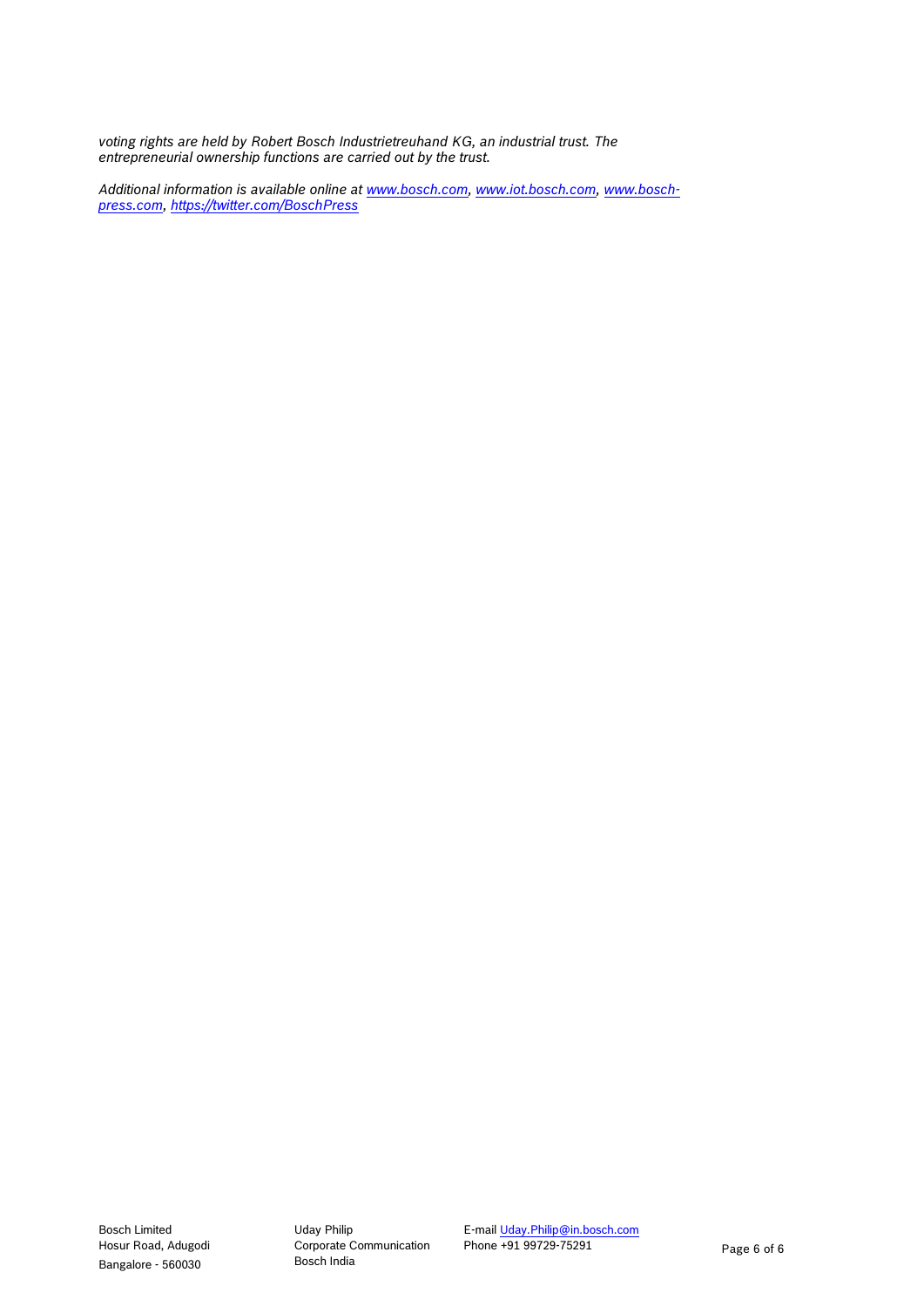*voting rights are held by Robert Bosch Industrietreuhand KG, an industrial trust. The entrepreneurial ownership functions are carried out by the trust.*

*Additional information is available online at [www.bosch.com](http://www.bosch.com), [www.iot.bosch.com](http://www.iot.bosch.com), [www.bosch-press.com](http://www.bosch-press.com), [https://twitter.com/BoschPress](https://twitter.com/BoschPress)*

Bosch Limited
Hosur Road, Adugodi
Bangalore - 560030

Uday Philip
Corporate Communication
Bosch India

E-mail [Uday.Philip@in.bosch.com](mailto:Uday.Philip@in.bosch.com)
Phone +91 99729-75291